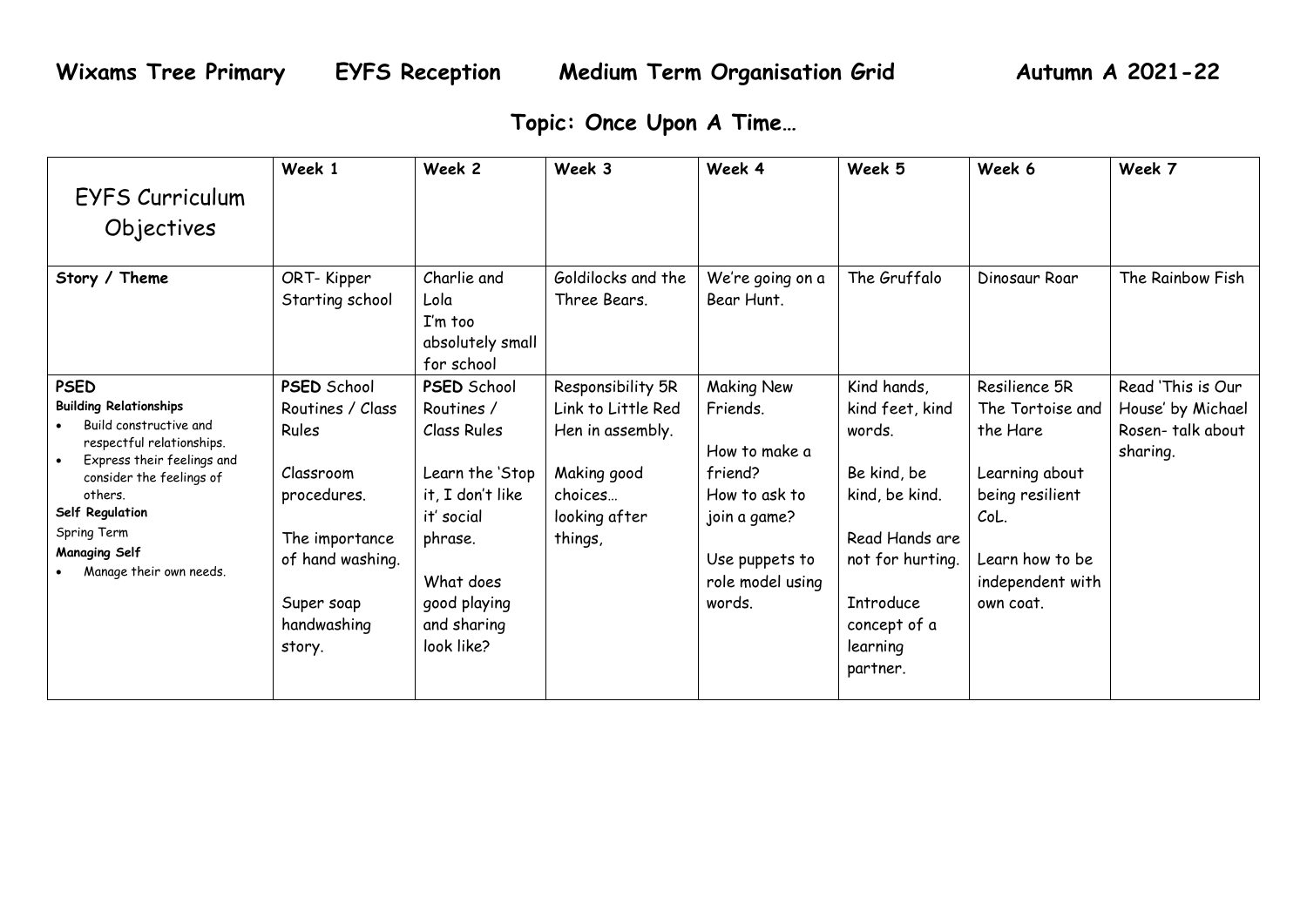# Wixams Tree Primary EYFS Reception Medium Term Organisation Grid Autumn A 2021-22

## Topic: Once Upon A Time…

| EYFS Curriculum Objectives | Week 1 | Week 2 | Week 3 | Week 4 | Week 5 | Week 6 | Week 7 |
|---|---|---|---|---|---|---|---|
| **Story / Theme** | ORT- Kipper Starting school | Charlie and Lola I'm too absolutely small for school | Goldilocks and the Three Bears. | We're going on a Bear Hunt. | The Gruffalo | Dinosaur Roar | The Rainbow Fish |
| **PSED**<br>**Building Relationships**<br>• Build constructive and respectful relationships.<br>• Express their feelings and consider the feelings of others.<br>**Self Regulation**<br>Spring Term<br>**Managing Self**<br>• Manage their own needs. | **PSED** School Routines / Class Rules<br><br>Classroom procedures.<br><br>The importance of hand washing.<br><br>Super soap handwashing story. | **PSED** School Routines / Class Rules<br><br>Learn the 'Stop it, I don't like it' social phrase.<br><br>What does good playing and sharing look like? | Responsibility 5R Link to Little Red Hen in assembly.<br><br>Making good choices… looking after things, | Making New Friends.<br><br>How to make a friend?<br>How to ask to join a game?<br><br>Use puppets to role model using words. | Kind hands, kind feet, kind words.<br><br>Be kind, be kind, be kind.<br><br>Read Hands are not for hurting.<br><br>Introduce concept of a learning partner. | Resilience 5R The Tortoise and the Hare<br><br>Learning about being resilient CoL.<br><br>Learn how to be independent with own coat. | Read 'This is Our House' by Michael Rosen- talk about sharing. |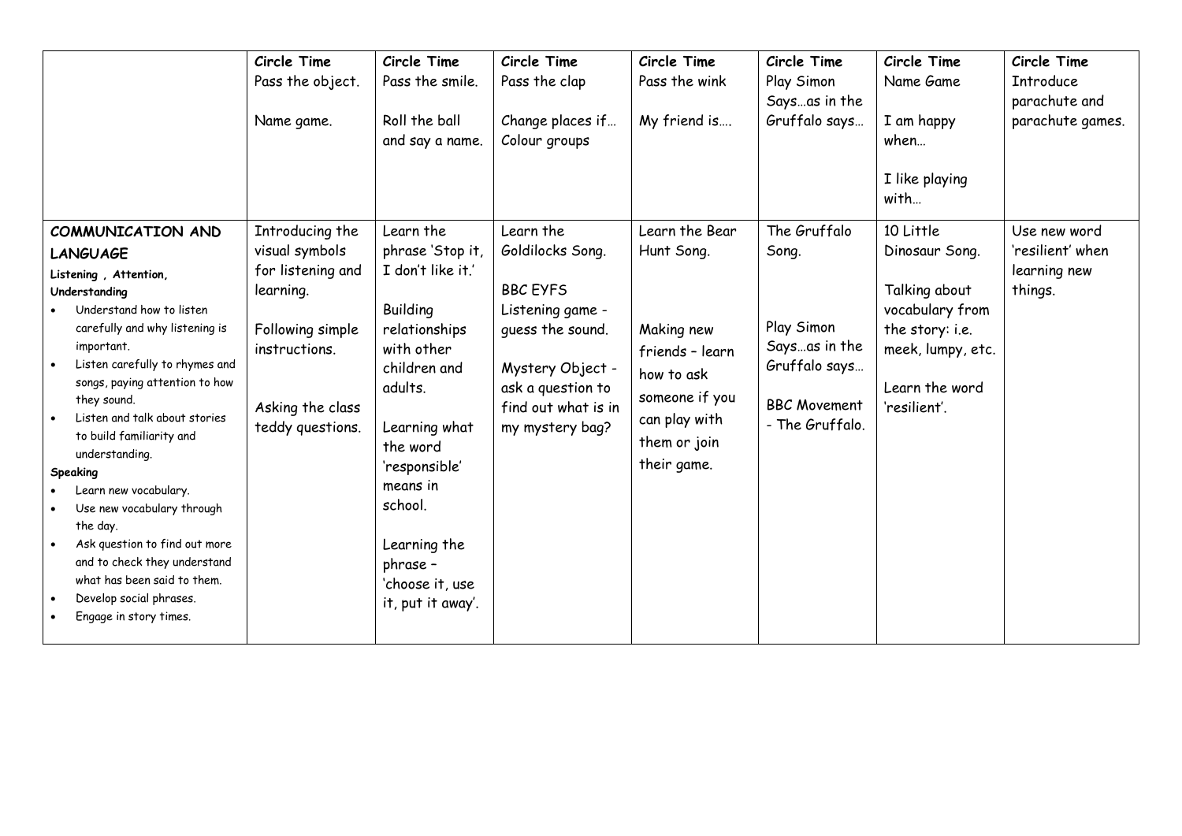| | Circle Time<br>Pass the object.<br><br>Name game. | Circle Time<br>Pass the smile.<br><br>Roll the ball and say a name. | Circle Time<br>Pass the clap<br><br>Change places if…<br>Colour groups | Circle Time<br>Pass the wink<br><br>My friend is…. | Circle Time<br>Play Simon Says…as in the Gruffalo says… | Circle Time<br>Name Game<br><br>I am happy when…<br><br>I like playing with… | Circle Time<br>Introduce parachute and parachute games. |
|---|---|---|---|---|---|---|---|
| **COMMUNICATION AND LANGUAGE**<br>**Listening , Attention, Understanding**<br>• Understand how to listen carefully and why listening is important.<br>• Listen carefully to rhymes and songs, paying attention to how they sound.<br>• Listen and talk about stories to build familiarity and understanding.<br>**Speaking**<br>• Learn new vocabulary.<br>• Use new vocabulary through the day.<br>• Ask question to find out more and to check they understand what has been said to them.<br>• Develop social phrases.<br>• Engage in story times. | Introducing the visual symbols for listening and learning.<br><br>Following simple instructions.<br><br>Asking the class teddy questions. | Learn the phrase 'Stop it, I don't like it.'<br><br>Building relationships with other children and adults.<br><br>Learning what the word 'responsible' means in school.<br><br>Learning the phrase – 'choose it, use it, put it away'. | Learn the Goldilocks Song.<br><br>BBC EYFS Listening game - guess the sound.<br><br>Mystery Object - ask a question to find out what is in my mystery bag? | Learn the Bear Hunt Song.<br><br>Making new friends – learn how to ask someone if you can play with them or join their game. | The Gruffalo Song.<br><br>Play Simon Says…as in the Gruffalo says…<br><br>BBC Movement - The Gruffalo. | 10 Little Dinosaur Song.<br><br>Talking about vocabulary from the story: i.e. meek, lumpy, etc.<br><br>Learn the word 'resilient'. | Use new word 'resilient' when learning new things. |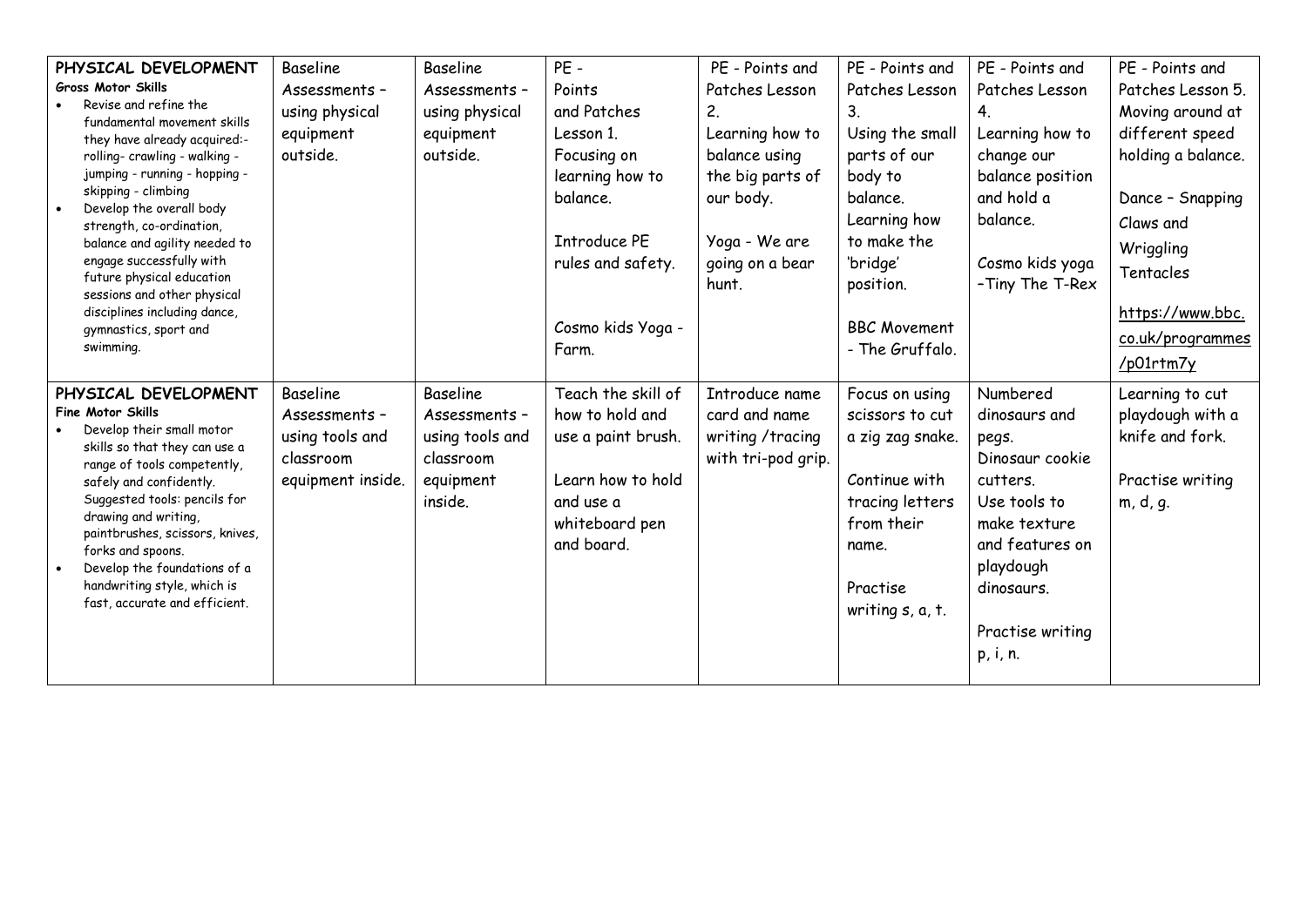| **PHYSICAL DEVELOPMENT**<br>**Gross Motor Skills**<br>• Revise and refine the fundamental movement skills they have already acquired:- rolling- crawling - walking - jumping - running - hopping - skipping - climbing<br>• Develop the overall body strength, co-ordination, balance and agility needed to engage successfully with future physical education sessions and other physical disciplines including dance, gymnastics, sport and swimming. | Baseline Assessments – using physical equipment outside. | Baseline Assessments – using physical equipment outside. | PE - Points and Patches Lesson 1. Focusing on learning how to balance.<br><br>Introduce PE rules and safety.<br><br>Cosmo kids Yoga - Farm. | PE - Points and Patches Lesson 2. Learning how to balance using the big parts of our body.<br><br>Yoga - We are going on a bear hunt. | PE - Points and Patches Lesson 3. Using the small parts of our body to balance. Learning how to make the 'bridge' position.<br><br>BBC Movement - The Gruffalo. | PE - Points and Patches Lesson 4. Learning how to change our balance position and hold a balance.<br><br>Cosmo kids yoga –Tiny The T-Rex | PE - Points and Patches Lesson 5. Moving around at different speed holding a balance.<br><br>Dance – Snapping Claws and Wriggling Tentacles<br><br>https://www.bbc.co.uk/programmes/p01rtm7y |
|---|---|---|---|---|---|---|---|
| **PHYSICAL DEVELOPMENT**<br>**Fine Motor Skills**<br>• Develop their small motor skills so that they can use a range of tools competently, safely and confidently. Suggested tools: pencils for drawing and writing, paintbrushes, scissors, knives, forks and spoons.<br>• Develop the foundations of a handwriting style, which is fast, accurate and efficient. | Baseline Assessments – using tools and classroom equipment inside. | Baseline Assessments – using tools and classroom equipment inside. | Teach the skill of how to hold and use a paint brush.<br><br>Learn how to hold and use a whiteboard pen and board. | Introduce name card and name writing /tracing with tri-pod grip. | Focus on using scissors to cut a zig zag snake.<br><br>Continue with tracing letters from their name.<br><br>Practise writing s, a, t. | Numbered dinosaurs and pegs. Dinosaur cookie cutters. Use tools to make texture and features on playdough dinosaurs.<br><br>Practise writing p, i, n. | Learning to cut playdough with a knife and fork.<br><br>Practise writing m, d, g. |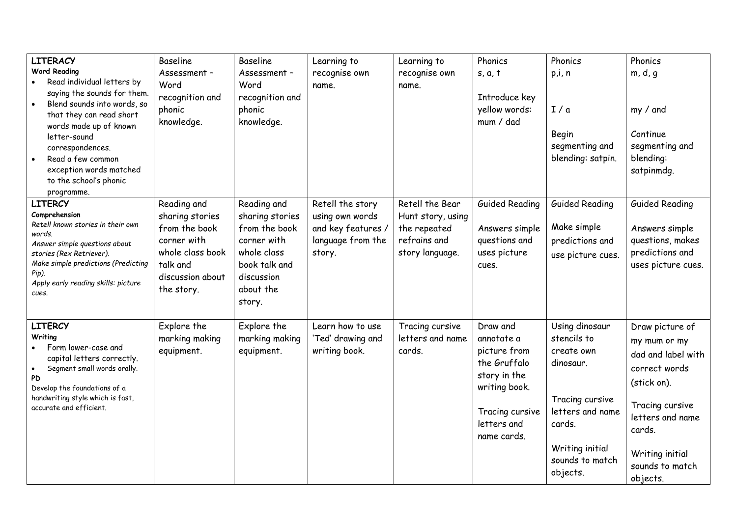| **LITERACY** **Word Reading** • Read individual letters by saying the sounds for them. • Blend sounds into words, so that they can read short words made up of known letter-sound correspondences. • Read a few common exception words matched to the school's phonic programme. | Baseline Assessment – Word recognition and phonic knowledge. | Baseline Assessment – Word recognition and phonic knowledge. | Learning to recognise own name. | Learning to recognise own name. | Phonics s, a, t<br><br>Introduce key yellow words: mum / dad | Phonics p,i, n<br><br>I / a<br><br>Begin segmenting and blending: satpin. | Phonics m, d, g<br><br>my / and<br><br>Continue segmenting and blending: satpinmdg. |
|---|---|---|---|---|---|---|---|
| **LITERCY** **Comprehension** *Retell known stories in their own words.* *Answer simple questions about stories (Rex Retriever).* *Make simple predictions (Predicting Pip).* *Apply early reading skills: picture cues.* | Reading and sharing stories from the book corner with whole class book talk and discussion about the story. | Reading and sharing stories from the book corner with whole class book talk and discussion about the story. | Retell the story using own words and key features / language from the story. | Retell the Bear Hunt story, using the repeated refrains and story language. | Guided Reading<br><br>Answers simple questions and uses picture cues. | Guided Reading<br><br>Make simple predictions and use picture cues. | Guided Reading<br><br>Answers simple questions, makes predictions and uses picture cues. |
| **LITERCY** **Writing** • Form lower-case and capital letters correctly. • Segment small words orally. **PD** Develop the foundations of a handwriting style which is fast, accurate and efficient. | Explore the marking making equipment. | Explore the marking making equipment. | Learn how to use 'Ted' drawing and writing book. | Tracing cursive letters and name cards. | Draw and annotate a picture from the Gruffalo story in the writing book.<br><br>Tracing cursive letters and name cards. | Using dinosaur stencils to create own dinosaur.<br><br>Tracing cursive letters and name cards.<br><br>Writing initial sounds to match objects. | Draw picture of my mum or my dad and label with correct words (stick on).<br><br>Tracing cursive letters and name cards.<br><br>Writing initial sounds to match objects. |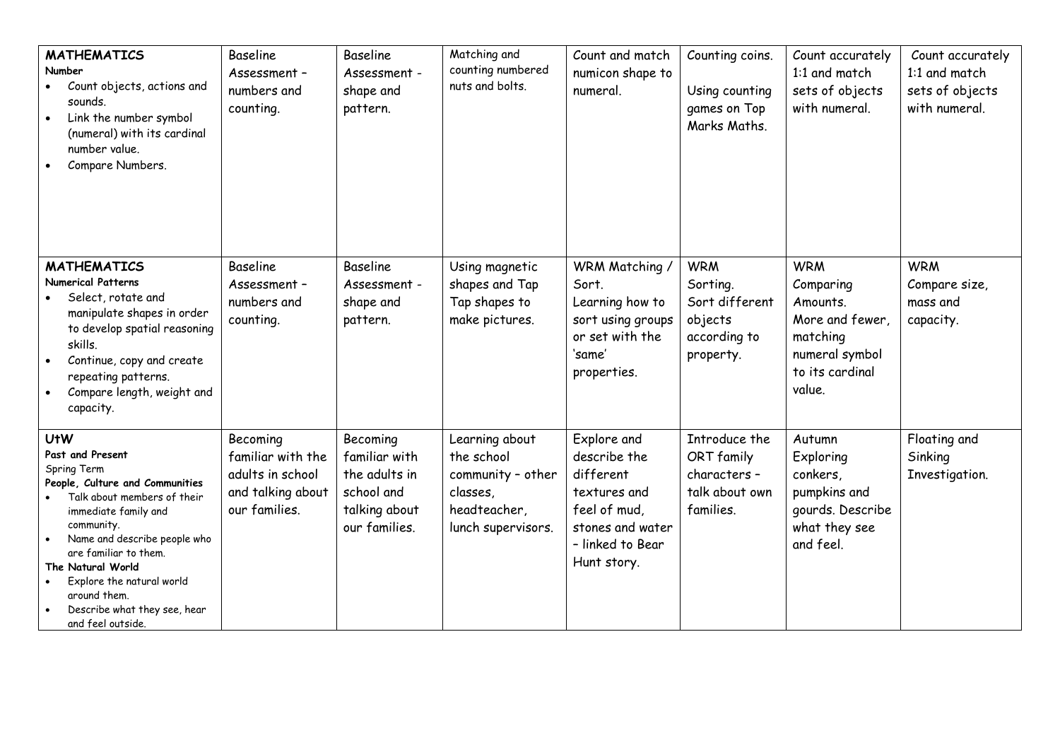| | | | | | | | |
|---|---|---|---|---|---|---|---|
| **MATHEMATICS**<br>**Number**<br>• Count objects, actions and sounds.<br>• Link the number symbol (numeral) with its cardinal number value.<br>• Compare Numbers. | Baseline Assessment – numbers and counting. | Baseline Assessment - shape and pattern. | Matching and counting numbered nuts and bolts. | Count and match numicon shape to numeral. | Counting coins.<br><br>Using counting games on Top Marks Maths. | Count accurately 1:1 and match sets of objects with numeral. | Count accurately 1:1 and match sets of objects with numeral. |
| **MATHEMATICS**<br>**Numerical Patterns**<br>• Select, rotate and manipulate shapes in order to develop spatial reasoning skills.<br>• Continue, copy and create repeating patterns.<br>• Compare length, weight and capacity. | Baseline Assessment – numbers and counting. | Baseline Assessment - shape and pattern. | Using magnetic shapes and Tap Tap shapes to make pictures. | WRM Matching / Sort.<br>Learning how to sort using groups or set with the 'same' properties. | WRM<br>Sorting.<br>Sort different objects according to property. | WRM<br>Comparing Amounts.<br>More and fewer, matching numeral symbol to its cardinal value. | WRM<br>Compare size, mass and capacity. |
| **UtW**<br>**Past and Present**<br>Spring Term<br>**People, Culture and Communities**<br>• Talk about members of their immediate family and community.<br>• Name and describe people who are familiar to them.<br>**The Natural World**<br>• Explore the natural world around them.<br>• Describe what they see, hear and feel outside. | Becoming familiar with the adults in school and talking about our families. | Becoming familiar with the adults in school and talking about our families. | Learning about the school community – other classes, headteacher, lunch supervisors. | Explore and describe the different textures and feel of mud, stones and water – linked to Bear Hunt story. | Introduce the ORT family characters – talk about own families. | Autumn<br>Exploring conkers, pumpkins and gourds. Describe what they see and feel. | Floating and Sinking Investigation. |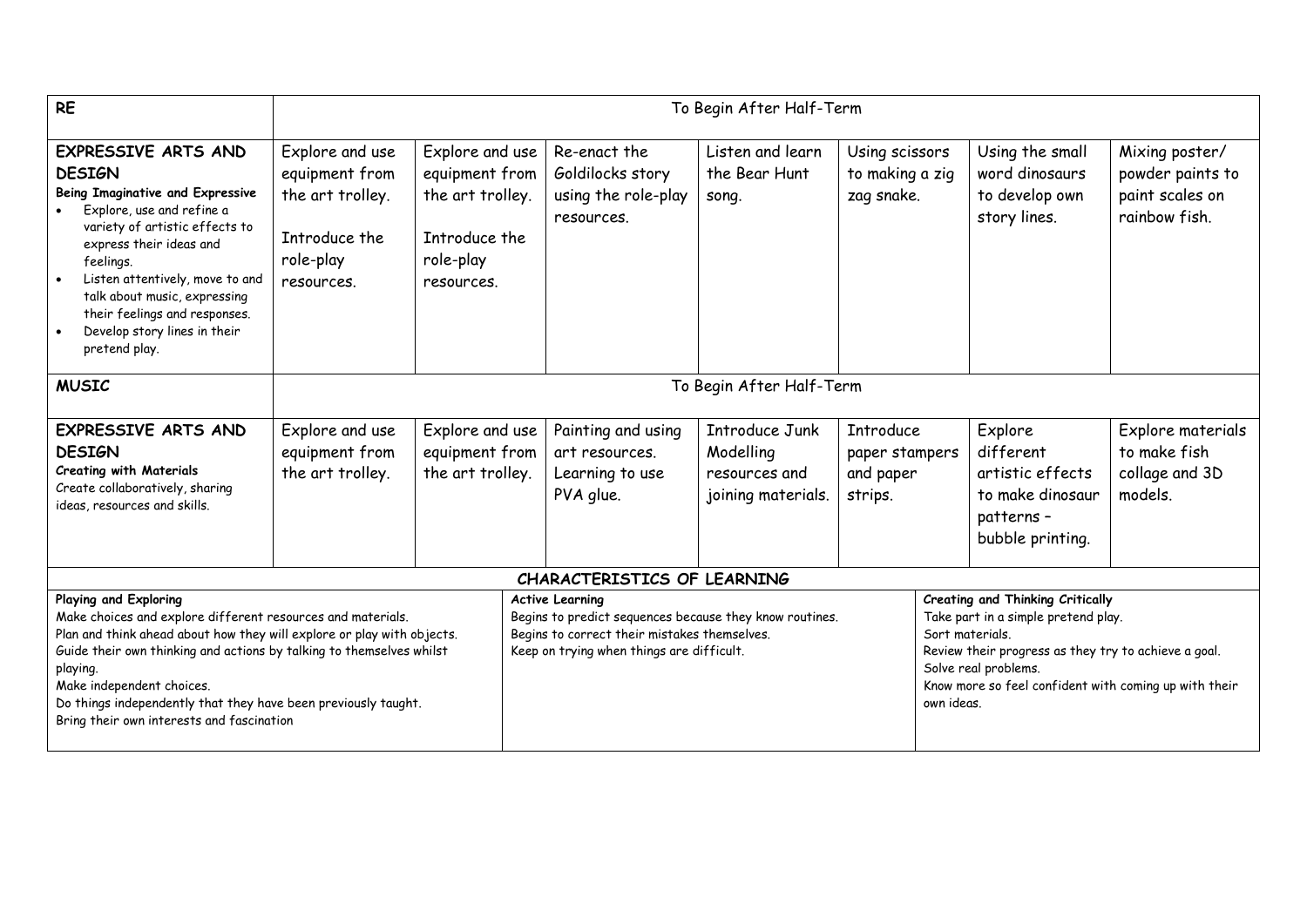| | | | | | | | |
|---|---|---|---|---|---|---|---|
| **RE** | To Begin After Half-Term | | | | | | |
| **EXPRESSIVE ARTS AND DESIGN**<br>**Being Imaginative and Expressive**<br>• Explore, use and refine a variety of artistic effects to express their ideas and feelings.<br>• Listen attentively, move to and talk about music, expressing their feelings and responses.<br>• Develop story lines in their pretend play. | Explore and use equipment from the art trolley.<br><br>Introduce the role-play resources. | Explore and use equipment from the art trolley.<br><br>Introduce the role-play resources. | Re-enact the Goldilocks story using the role-play resources. | Listen and learn the Bear Hunt song. | Using scissors to making a zig zag snake. | Using the small word dinosaurs to develop own story lines. | Mixing poster/ powder paints to paint scales on rainbow fish. |
| **MUSIC** | To Begin After Half-Term | | | | | | |
| **EXPRESSIVE ARTS AND DESIGN**<br>**Creating with Materials**<br>Create collaboratively, sharing ideas, resources and skills. | Explore and use equipment from the art trolley. | Explore and use equipment from the art trolley. | Painting and using art resources. Learning to use PVA glue. | Introduce Junk Modelling resources and joining materials. | Introduce paper stampers and paper strips. | Explore different artistic effects to make dinosaur patterns – bubble printing. | Explore materials to make fish collage and 3D models. |

**CHARACTERISTICS OF LEARNING**

| | | |
|---|---|---|
| **Playing and Exploring**<br>Make choices and explore different resources and materials.<br>Plan and think ahead about how they will explore or play with objects.<br>Guide their own thinking and actions by talking to themselves whilst playing.<br>Make independent choices.<br>Do things independently that they have been previously taught.<br>Bring their own interests and fascination | **Active Learning**<br>Begins to predict sequences because they know routines.<br>Begins to correct their mistakes themselves.<br>Keep on trying when things are difficult. | **Creating and Thinking Critically**<br>Take part in a simple pretend play.<br>Sort materials.<br>Review their progress as they try to achieve a goal.<br>Solve real problems.<br>Know more so feel confident with coming up with their own ideas. |